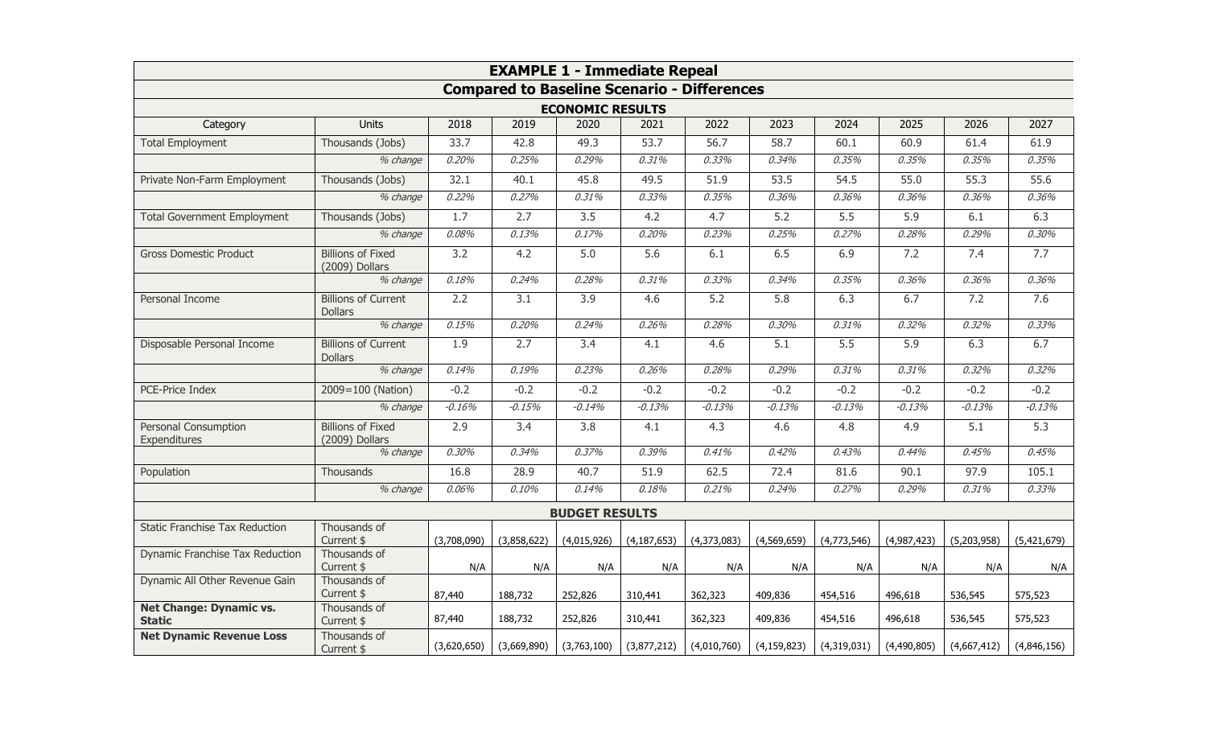## EXAMPLE 1 - Immediate Repeal

### Compared to Baseline Scenario - Differences

| Category | Units | 2018 | 2019 | 2020 | 2021 | 2022 | 2023 | 2024 | 2025 | 2026 | 2027 |
|---|---|---|---|---|---|---|---|---|---|---|---|
| **ECONOMIC RESULTS** | | | | | | | | | | | |
| Total Employment | Thousands (Jobs) | 33.7 | 42.8 | 49.3 | 53.7 | 56.7 | 58.7 | 60.1 | 60.9 | 61.4 | 61.9 |
| | *% change* | *0.20%* | *0.25%* | *0.29%* | *0.31%* | *0.33%* | *0.34%* | *0.35%* | *0.35%* | *0.35%* | *0.35%* |
| Private Non-Farm Employment | Thousands (Jobs) | 32.1 | 40.1 | 45.8 | 49.5 | 51.9 | 53.5 | 54.5 | 55.0 | 55.3 | 55.6 |
| | *% change* | *0.22%* | *0.27%* | *0.31%* | *0.33%* | *0.35%* | *0.36%* | *0.36%* | *0.36%* | *0.36%* | *0.36%* |
| Total Government Employment | Thousands (Jobs) | 1.7 | 2.7 | 3.5 | 4.2 | 4.7 | 5.2 | 5.5 | 5.9 | 6.1 | 6.3 |
| | *% change* | *0.08%* | *0.13%* | *0.17%* | *0.20%* | *0.23%* | *0.25%* | *0.27%* | *0.28%* | *0.29%* | *0.30%* |
| Gross Domestic Product | Billions of Fixed (2009) Dollars | 3.2 | 4.2 | 5.0 | 5.6 | 6.1 | 6.5 | 6.9 | 7.2 | 7.4 | 7.7 |
| | *% change* | *0.18%* | *0.24%* | *0.28%* | *0.31%* | *0.33%* | *0.34%* | *0.35%* | *0.36%* | *0.36%* | *0.36%* |
| Personal Income | Billions of Current Dollars | 2.2 | 3.1 | 3.9 | 4.6 | 5.2 | 5.8 | 6.3 | 6.7 | 7.2 | 7.6 |
| | *% change* | *0.15%* | *0.20%* | *0.24%* | *0.26%* | *0.28%* | *0.30%* | *0.31%* | *0.32%* | *0.32%* | *0.33%* |
| Disposable Personal Income | Billions of Current Dollars | 1.9 | 2.7 | 3.4 | 4.1 | 4.6 | 5.1 | 5.5 | 5.9 | 6.3 | 6.7 |
| | *% change* | *0.14%* | *0.19%* | *0.23%* | *0.26%* | *0.28%* | *0.29%* | *0.31%* | *0.31%* | *0.32%* | *0.32%* |
| PCE-Price Index | 2009=100 (Nation) | -0.2 | -0.2 | -0.2 | -0.2 | -0.2 | -0.2 | -0.2 | -0.2 | -0.2 | -0.2 |
| | *% change* | *-0.16%* | *-0.15%* | *-0.14%* | *-0.13%* | *-0.13%* | *-0.13%* | *-0.13%* | *-0.13%* | *-0.13%* | *-0.13%* |
| Personal Consumption Expenditures | Billions of Fixed (2009) Dollars | 2.9 | 3.4 | 3.8 | 4.1 | 4.3 | 4.6 | 4.8 | 4.9 | 5.1 | 5.3 |
| | *% change* | *0.30%* | *0.34%* | *0.37%* | *0.39%* | *0.41%* | *0.42%* | *0.43%* | *0.44%* | *0.45%* | *0.45%* |
| Population | Thousands | 16.8 | 28.9 | 40.7 | 51.9 | 62.5 | 72.4 | 81.6 | 90.1 | 97.9 | 105.1 |
| | *% change* | *0.06%* | *0.10%* | *0.14%* | *0.18%* | *0.21%* | *0.24%* | *0.27%* | *0.29%* | *0.31%* | *0.33%* |
| **BUDGET RESULTS** | | | | | | | | | | | |
| Static Franchise Tax Reduction | Thousands of Current $ | (3,708,090) | (3,858,622) | (4,015,926) | (4,187,653) | (4,373,083) | (4,569,659) | (4,773,546) | (4,987,423) | (5,203,958) | (5,421,679) |
| Dynamic Franchise Tax Reduction | Thousands of Current $ | N/A | N/A | N/A | N/A | N/A | N/A | N/A | N/A | N/A | N/A |
| Dynamic All Other Revenue Gain | Thousands of Current $ | 87,440 | 188,732 | 252,826 | 310,441 | 362,323 | 409,836 | 454,516 | 496,618 | 536,545 | 575,523 |
| **Net Change: Dynamic vs. Static** | Thousands of Current $ | 87,440 | 188,732 | 252,826 | 310,441 | 362,323 | 409,836 | 454,516 | 496,618 | 536,545 | 575,523 |
| **Net Dynamic Revenue Loss** | Thousands of Current $ | (3,620,650) | (3,669,890) | (3,763,100) | (3,877,212) | (4,010,760) | (4,159,823) | (4,319,031) | (4,490,805) | (4,667,412) | (4,846,156) |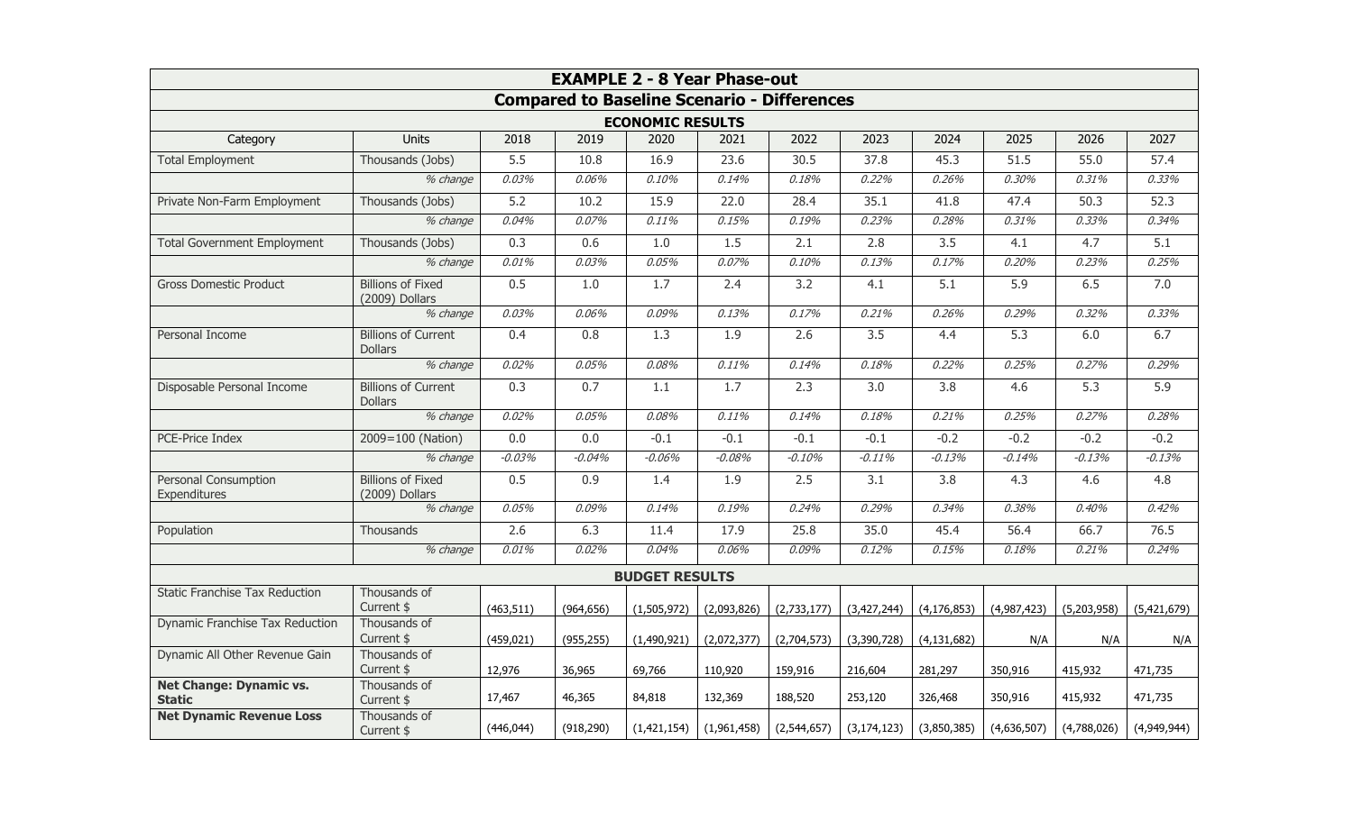## EXAMPLE 2 - 8 Year Phase-out

### Compared to Baseline Scenario - Differences

| Category | Units | 2018 | 2019 | 2020 | 2021 | 2022 | 2023 | 2024 | 2025 | 2026 | 2027 |
|---|---|---|---|---|---|---|---|---|---|---|---|
| **ECONOMIC RESULTS** | | | | | | | | | | | |
| Total Employment | Thousands (Jobs) | 5.5 | 10.8 | 16.9 | 23.6 | 30.5 | 37.8 | 45.3 | 51.5 | 55.0 | 57.4 |
| | *% change* | *0.03%* | *0.06%* | *0.10%* | *0.14%* | *0.18%* | *0.22%* | *0.26%* | *0.30%* | *0.31%* | *0.33%* |
| Private Non-Farm Employment | Thousands (Jobs) | 5.2 | 10.2 | 15.9 | 22.0 | 28.4 | 35.1 | 41.8 | 47.4 | 50.3 | 52.3 |
| | *% change* | *0.04%* | *0.07%* | *0.11%* | *0.15%* | *0.19%* | *0.23%* | *0.28%* | *0.31%* | *0.33%* | *0.34%* |
| Total Government Employment | Thousands (Jobs) | 0.3 | 0.6 | 1.0 | 1.5 | 2.1 | 2.8 | 3.5 | 4.1 | 4.7 | 5.1 |
| | *% change* | *0.01%* | *0.03%* | *0.05%* | *0.07%* | *0.10%* | *0.13%* | *0.17%* | *0.20%* | *0.23%* | *0.25%* |
| Gross Domestic Product | Billions of Fixed (2009) Dollars | 0.5 | 1.0 | 1.7 | 2.4 | 3.2 | 4.1 | 5.1 | 5.9 | 6.5 | 7.0 |
| | *% change* | *0.03%* | *0.06%* | *0.09%* | *0.13%* | *0.17%* | *0.21%* | *0.26%* | *0.29%* | *0.32%* | *0.33%* |
| Personal Income | Billions of Current Dollars | 0.4 | 0.8 | 1.3 | 1.9 | 2.6 | 3.5 | 4.4 | 5.3 | 6.0 | 6.7 |
| | *% change* | *0.02%* | *0.05%* | *0.08%* | *0.11%* | *0.14%* | *0.18%* | *0.22%* | *0.25%* | *0.27%* | *0.29%* |
| Disposable Personal Income | Billions of Current Dollars | 0.3 | 0.7 | 1.1 | 1.7 | 2.3 | 3.0 | 3.8 | 4.6 | 5.3 | 5.9 |
| | *% change* | *0.02%* | *0.05%* | *0.08%* | *0.11%* | *0.14%* | *0.18%* | *0.21%* | *0.25%* | *0.27%* | *0.28%* |
| PCE-Price Index | 2009=100 (Nation) | 0.0 | 0.0 | -0.1 | -0.1 | -0.1 | -0.1 | -0.2 | -0.2 | -0.2 | -0.2 |
| | *% change* | *-0.03%* | *-0.04%* | *-0.06%* | *-0.08%* | *-0.10%* | *-0.11%* | *-0.13%* | *-0.14%* | *-0.13%* | *-0.13%* |
| Personal Consumption Expenditures | Billions of Fixed (2009) Dollars | 0.5 | 0.9 | 1.4 | 1.9 | 2.5 | 3.1 | 3.8 | 4.3 | 4.6 | 4.8 |
| | *% change* | *0.05%* | *0.09%* | *0.14%* | *0.19%* | *0.24%* | *0.29%* | *0.34%* | *0.38%* | *0.40%* | *0.42%* |
| Population | Thousands | 2.6 | 6.3 | 11.4 | 17.9 | 25.8 | 35.0 | 45.4 | 56.4 | 66.7 | 76.5 |
| | *% change* | *0.01%* | *0.02%* | *0.04%* | *0.06%* | *0.09%* | *0.12%* | *0.15%* | *0.18%* | *0.21%* | *0.24%* |
| **BUDGET RESULTS** | | | | | | | | | | | |
| Static Franchise Tax Reduction | Thousands of Current $ | (463,511) | (964,656) | (1,505,972) | (2,093,826) | (2,733,177) | (3,427,244) | (4,176,853) | (4,987,423) | (5,203,958) | (5,421,679) |
| Dynamic Franchise Tax Reduction | Thousands of Current $ | (459,021) | (955,255) | (1,490,921) | (2,072,377) | (2,704,573) | (3,390,728) | (4,131,682) | N/A | N/A | N/A |
| Dynamic All Other Revenue Gain | Thousands of Current $ | 12,976 | 36,965 | 69,766 | 110,920 | 159,916 | 216,604 | 281,297 | 350,916 | 415,932 | 471,735 |
| **Net Change: Dynamic vs. Static** | Thousands of Current $ | 17,467 | 46,365 | 84,818 | 132,369 | 188,520 | 253,120 | 326,468 | 350,916 | 415,932 | 471,735 |
| **Net Dynamic Revenue Loss** | Thousands of Current $ | (446,044) | (918,290) | (1,421,154) | (1,961,458) | (2,544,657) | (3,174,123) | (3,850,385) | (4,636,507) | (4,788,026) | (4,949,944) |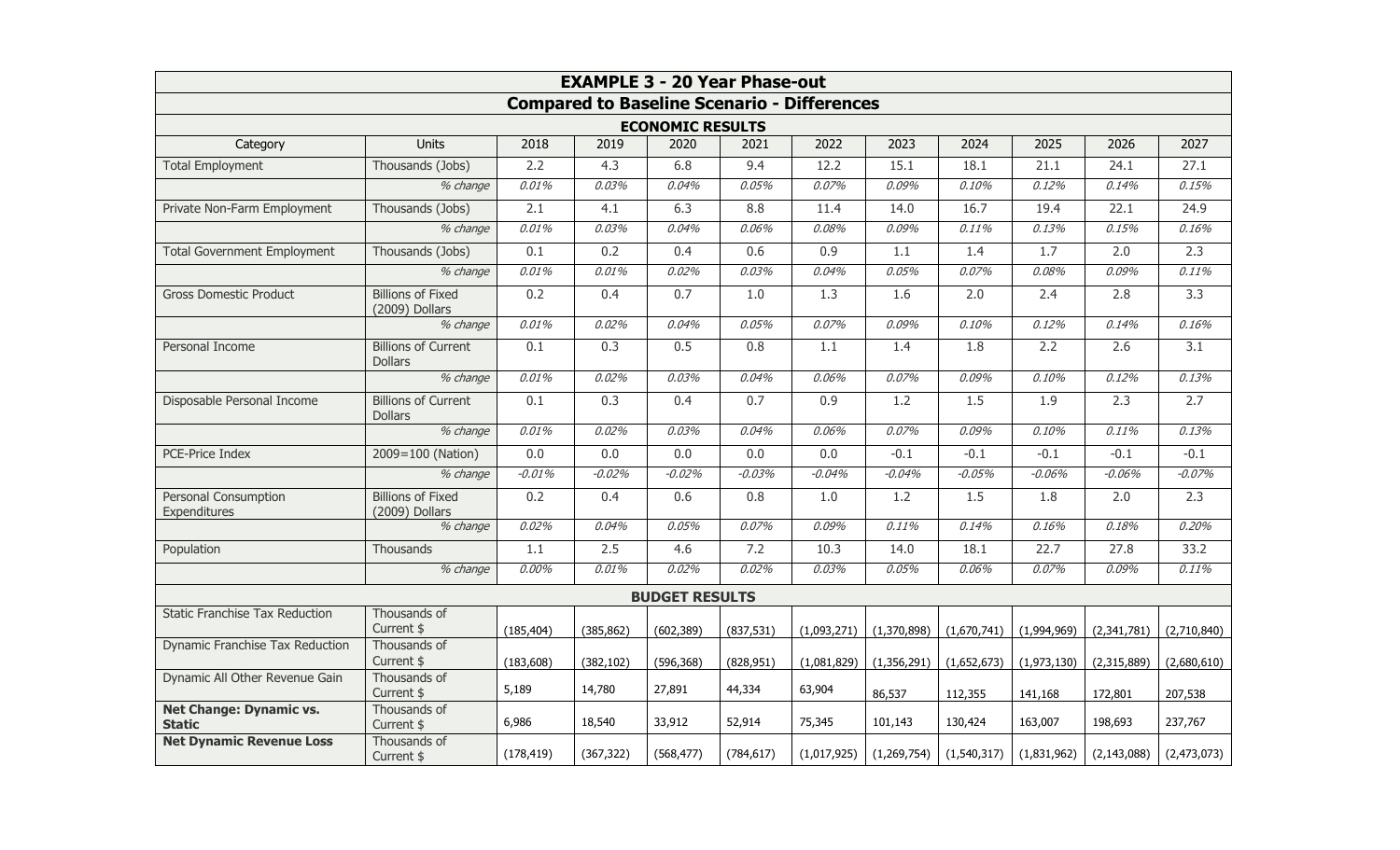## EXAMPLE 3 - 20 Year Phase-out

### Compared to Baseline Scenario - Differences

| Category | Units | 2018 | 2019 | 2020 | 2021 | 2022 | 2023 | 2024 | 2025 | 2026 | 2027 |
|---|---|---|---|---|---|---|---|---|---|---|---|
| **ECONOMIC RESULTS** | | | | | | | | | | | |
| Total Employment | Thousands (Jobs) | 2.2 | 4.3 | 6.8 | 9.4 | 12.2 | 15.1 | 18.1 | 21.1 | 24.1 | 27.1 |
| | *% change* | *0.01%* | *0.03%* | *0.04%* | *0.05%* | *0.07%* | *0.09%* | *0.10%* | *0.12%* | *0.14%* | *0.15%* |
| Private Non-Farm Employment | Thousands (Jobs) | 2.1 | 4.1 | 6.3 | 8.8 | 11.4 | 14.0 | 16.7 | 19.4 | 22.1 | 24.9 |
| | *% change* | *0.01%* | *0.03%* | *0.04%* | *0.06%* | *0.08%* | *0.09%* | *0.11%* | *0.13%* | *0.15%* | *0.16%* |
| Total Government Employment | Thousands (Jobs) | 0.1 | 0.2 | 0.4 | 0.6 | 0.9 | 1.1 | 1.4 | 1.7 | 2.0 | 2.3 |
| | *% change* | *0.01%* | *0.01%* | *0.02%* | *0.03%* | *0.04%* | *0.05%* | *0.07%* | *0.08%* | *0.09%* | *0.11%* |
| Gross Domestic Product | Billions of Fixed (2009) Dollars | 0.2 | 0.4 | 0.7 | 1.0 | 1.3 | 1.6 | 2.0 | 2.4 | 2.8 | 3.3 |
| | *% change* | *0.01%* | *0.02%* | *0.04%* | *0.05%* | *0.07%* | *0.09%* | *0.10%* | *0.12%* | *0.14%* | *0.16%* |
| Personal Income | Billions of Current Dollars | 0.1 | 0.3 | 0.5 | 0.8 | 1.1 | 1.4 | 1.8 | 2.2 | 2.6 | 3.1 |
| | *% change* | *0.01%* | *0.02%* | *0.03%* | *0.04%* | *0.06%* | *0.07%* | *0.09%* | *0.10%* | *0.12%* | *0.13%* |
| Disposable Personal Income | Billions of Current Dollars | 0.1 | 0.3 | 0.4 | 0.7 | 0.9 | 1.2 | 1.5 | 1.9 | 2.3 | 2.7 |
| | *% change* | *0.01%* | *0.02%* | *0.03%* | *0.04%* | *0.06%* | *0.07%* | *0.09%* | *0.10%* | *0.11%* | *0.13%* |
| PCE-Price Index | 2009=100 (Nation) | 0.0 | 0.0 | 0.0 | 0.0 | 0.0 | -0.1 | -0.1 | -0.1 | -0.1 | -0.1 |
| | *% change* | *-0.01%* | *-0.02%* | *-0.02%* | *-0.03%* | *-0.04%* | *-0.04%* | *-0.05%* | *-0.06%* | *-0.06%* | *-0.07%* |
| Personal Consumption Expenditures | Billions of Fixed (2009) Dollars | 0.2 | 0.4 | 0.6 | 0.8 | 1.0 | 1.2 | 1.5 | 1.8 | 2.0 | 2.3 |
| | *% change* | *0.02%* | *0.04%* | *0.05%* | *0.07%* | *0.09%* | *0.11%* | *0.14%* | *0.16%* | *0.18%* | *0.20%* |
| Population | Thousands | 1.1 | 2.5 | 4.6 | 7.2 | 10.3 | 14.0 | 18.1 | 22.7 | 27.8 | 33.2 |
| | *% change* | *0.00%* | *0.01%* | *0.02%* | *0.02%* | *0.03%* | *0.05%* | *0.06%* | *0.07%* | *0.09%* | *0.11%* |
| **BUDGET RESULTS** | | | | | | | | | | | |
| Static Franchise Tax Reduction | Thousands of Current $ | (185,404) | (385,862) | (602,389) | (837,531) | (1,093,271) | (1,370,898) | (1,670,741) | (1,994,969) | (2,341,781) | (2,710,840) |
| Dynamic Franchise Tax Reduction | Thousands of Current $ | (183,608) | (382,102) | (596,368) | (828,951) | (1,081,829) | (1,356,291) | (1,652,673) | (1,973,130) | (2,315,889) | (2,680,610) |
| Dynamic All Other Revenue Gain | Thousands of Current $ | 5,189 | 14,780 | 27,891 | 44,334 | 63,904 | 86,537 | 112,355 | 141,168 | 172,801 | 207,538 |
| **Net Change: Dynamic vs. Static** | Thousands of Current $ | 6,986 | 18,540 | 33,912 | 52,914 | 75,345 | 101,143 | 130,424 | 163,007 | 198,693 | 237,767 |
| **Net Dynamic Revenue Loss** | Thousands of Current $ | (178,419) | (367,322) | (568,477) | (784,617) | (1,017,925) | (1,269,754) | (1,540,317) | (1,831,962) | (2,143,088) | (2,473,073) |